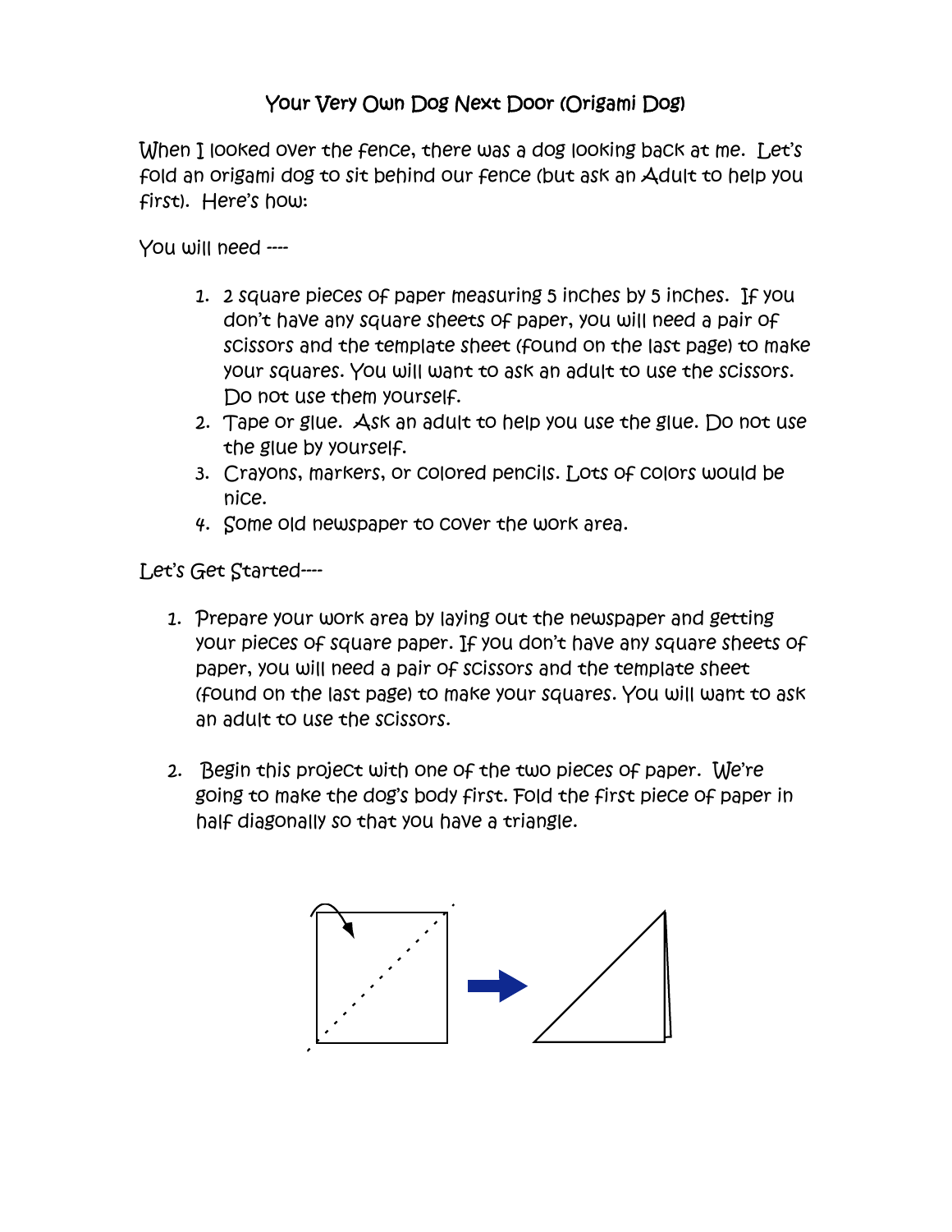# Your Very Own Dog Next Door (Origami Dog)

When I looked over the fence, there was a dog looking back at me. Let's fold an origami dog to sit behind our fence (but ask an Adult to help you first). Here's how:

You will need ----

1. 2 square pieces of paper measuring 5 inches by 5 inches. If you don't have any square sheets of paper, you will need a pair of scissors and the template sheet (found on the last page) to make your squares. You will want to ask an adult to use the scissors. Do not use them yourself.
2. Tape or glue. Ask an adult to help you use the glue. Do not use the glue by yourself.
3. Crayons, markers, or colored pencils. Lots of colors would be nice.
4. Some old newspaper to cover the work area.

Let's Get Started----

1. Prepare your work area by laying out the newspaper and getting your pieces of square paper. If you don't have any square sheets of paper, you will need a pair of scissors and the template sheet (found on the last page) to make your squares. You will want to ask an adult to use the scissors.

2. Begin this project with one of the two pieces of paper. We're going to make the dog's body first. Fold the first piece of paper in half diagonally so that you have a triangle.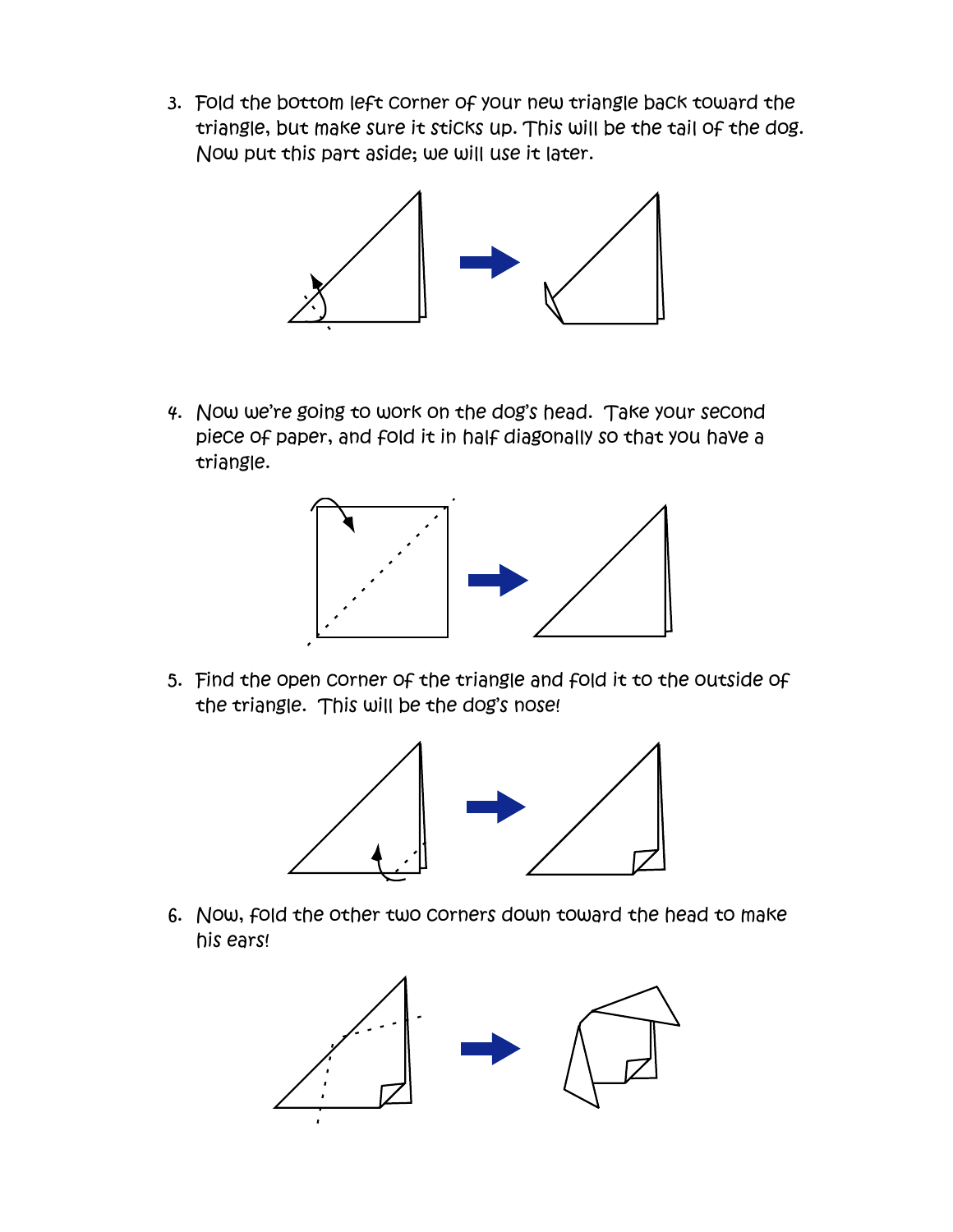3. Fold the bottom left corner of your new triangle back toward the triangle, but make sure it sticks up. This will be the tail of the dog. Now put this part aside; we will use it later.

4. Now we're going to work on the dog's head. Take your second piece of paper, and fold it in half diagonally so that you have a triangle.

5. Find the open corner of the triangle and fold it to the outside of the triangle. This will be the dog's nose!

6. Now, fold the other two corners down toward the head to make his ears!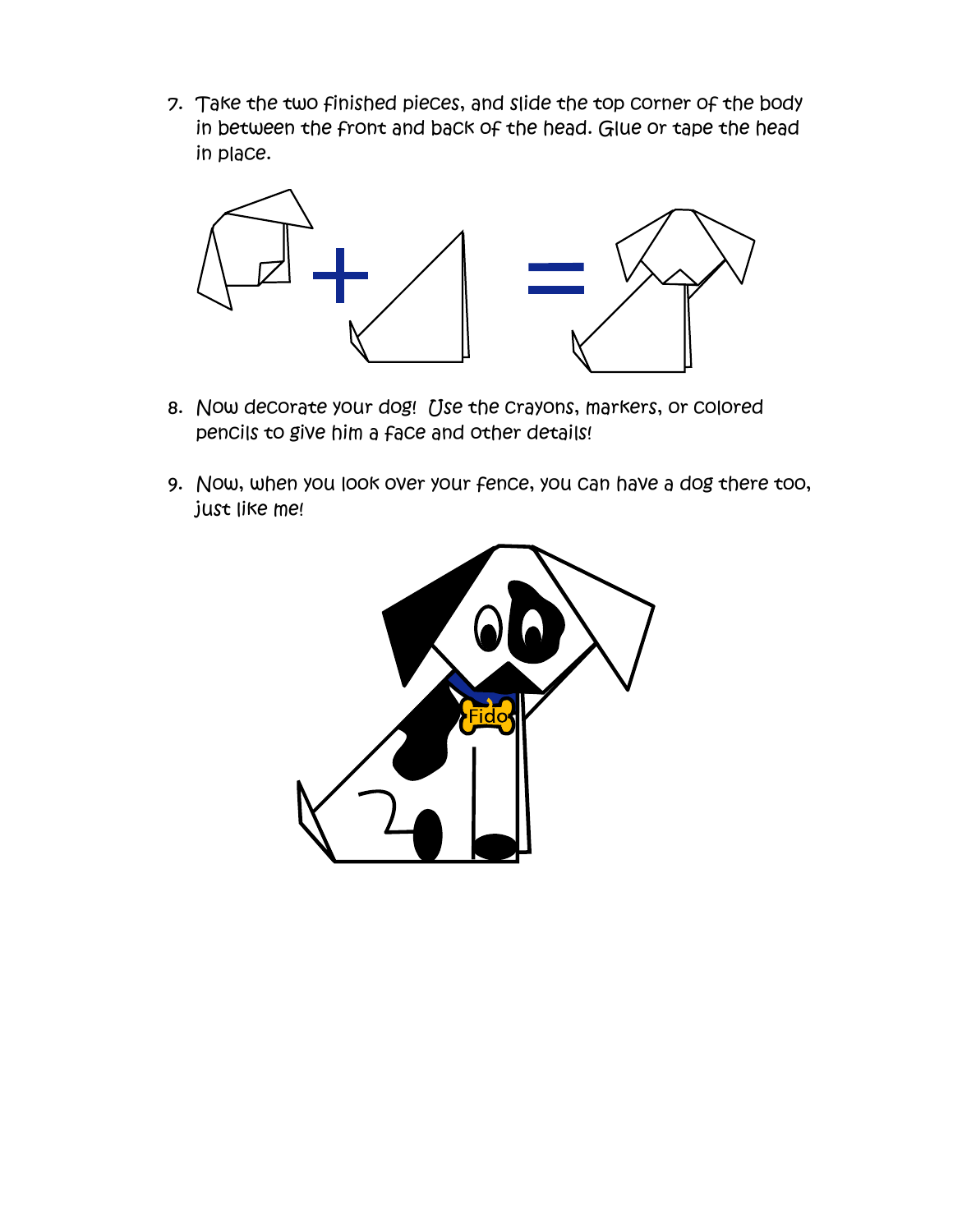7. Take the two finished pieces, and slide the top corner of the body in between the front and back of the head. Glue or tape the head in place.

8. Now decorate your dog! Use the crayons, markers, or colored pencils to give him a face and other details!

9. Now, when you look over your fence, you can have a dog there too, just like me!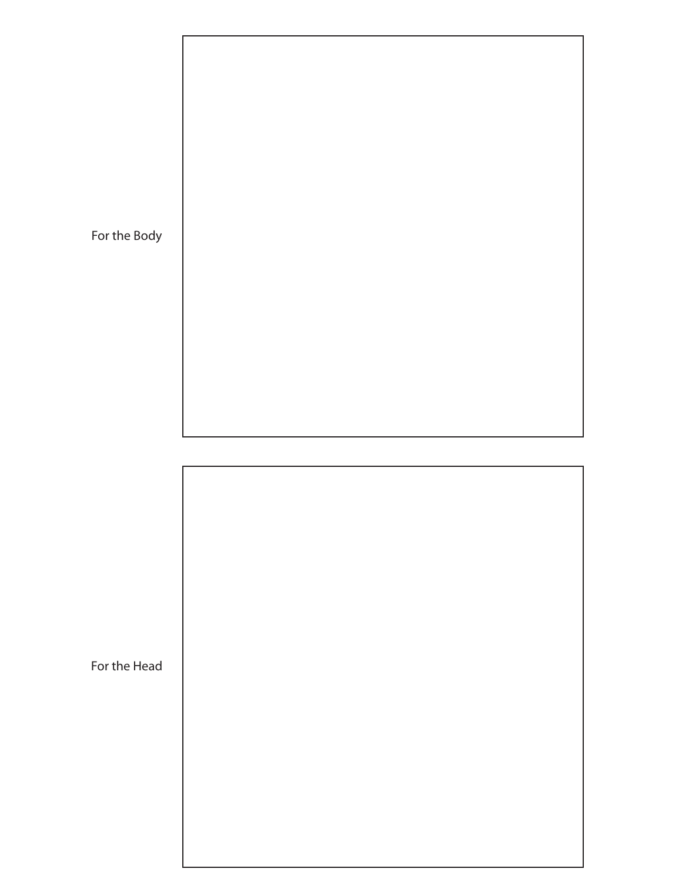For the Body

For the Head